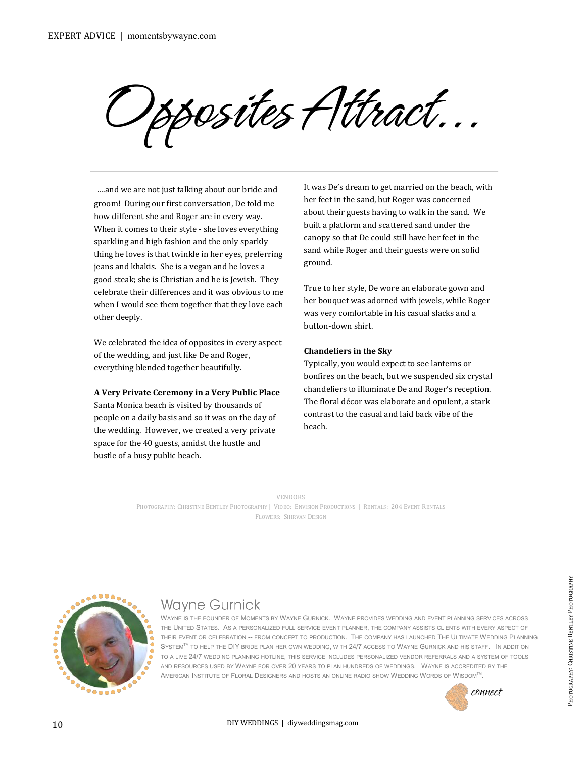# Opposites Attract...

….and we are not just talking about our bride and groom! During our first conversation, De told me how different she and Roger are in every way. When it comes to their style - she loves everything sparkling and high fashion and the only sparkly thing he loves is that twinkle in her eyes, preferring jeans and khakis. She is a vegan and he loves a good steak; she is Christian and he is Jewish. They celebrate their differences and it was obvious to me when I would see them together that they love each other deeply.

We celebrated the idea of opposites in every aspect of the wedding, and just like De and Roger, everything blended together beautifully.

**A Very Private Ceremony in a Very Public Place**
Santa Monica beach is visited by thousands of people on a daily basis and so it was on the day of the wedding. However, we created a very private space for the 40 guests, amidst the hustle and bustle of a busy public beach.

It was De's dream to get married on the beach, with her feet in the sand, but Roger was concerned about their guests having to walk in the sand. We built a platform and scattered sand under the canopy so that De could still have her feet in the sand while Roger and their guests were on solid ground.

True to her style, De wore an elaborate gown and her bouquet was adorned with jewels, while Roger was very comfortable in his casual slacks and a button-down shirt.

**Chandeliers in the Sky**
Typically, you would expect to see lanterns or bonfires on the beach, but we suspended six crystal chandeliers to illuminate De and Roger's reception. The floral décor was elaborate and opulent, a stark contrast to the casual and laid back vibe of the beach.

VENDORS
Photography: Christine Bentley Photography | Video: Envision Productions | Rentals: 204 Event Rentals
Flowers: Shirvan Design

## Wayne Gurnick

Wayne is the founder of Moments by Wayne Gurnick. Wayne provides wedding and event planning services across the United States. As a personalized full service event planner, the company assists clients with every aspect of their event or celebration -- from concept to production. The company has launched The Ultimate Wedding Planning System™ to help the DIY bride plan her own wedding, with 24/7 access to Wayne Gurnick and his staff. In addition to a live 24/7 wedding planning hotline, this service includes personalized vendor referrals and a system of tools and resources used by Wayne for over 20 years to plan hundreds of weddings. Wayne is accredited by the American Institute of Floral Designers and hosts an online radio show Wedding Words of Wisdom™.

connect

Photography: Christine Bentley Photography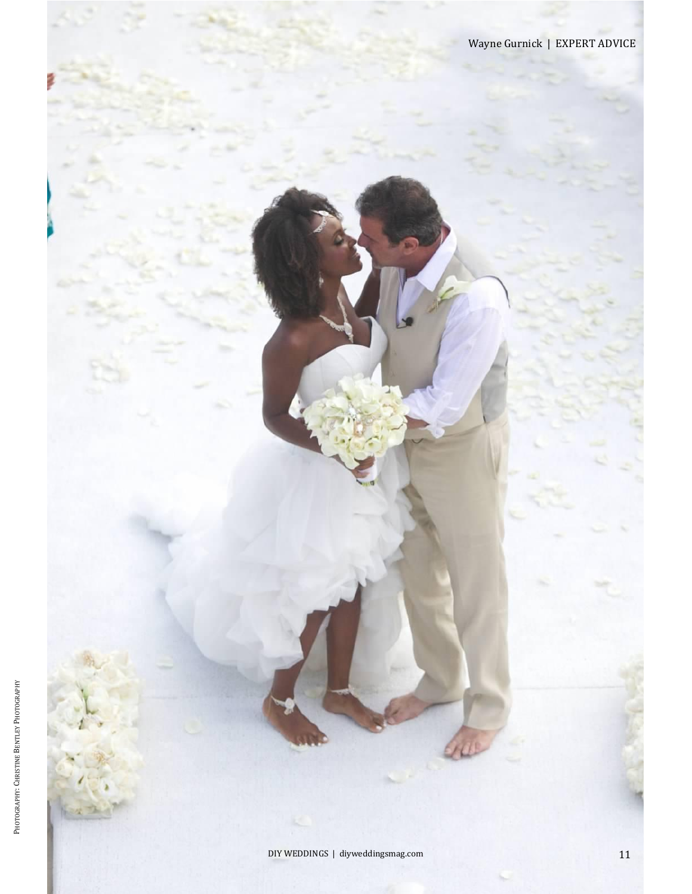Photography: Christine Bentley Photography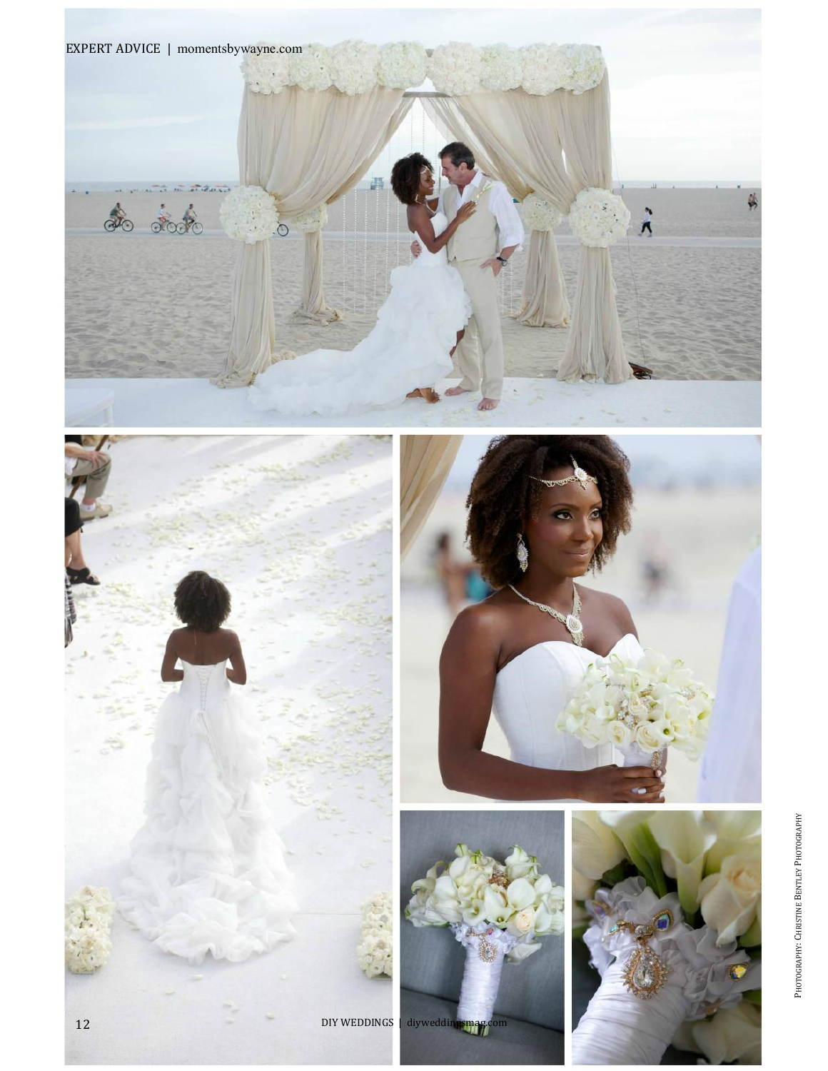EXPERT ADVICE | momentsbywayne.com

PHOTOGRAPHY: CHRISTINE BENTLEY PHOTOGRAPHY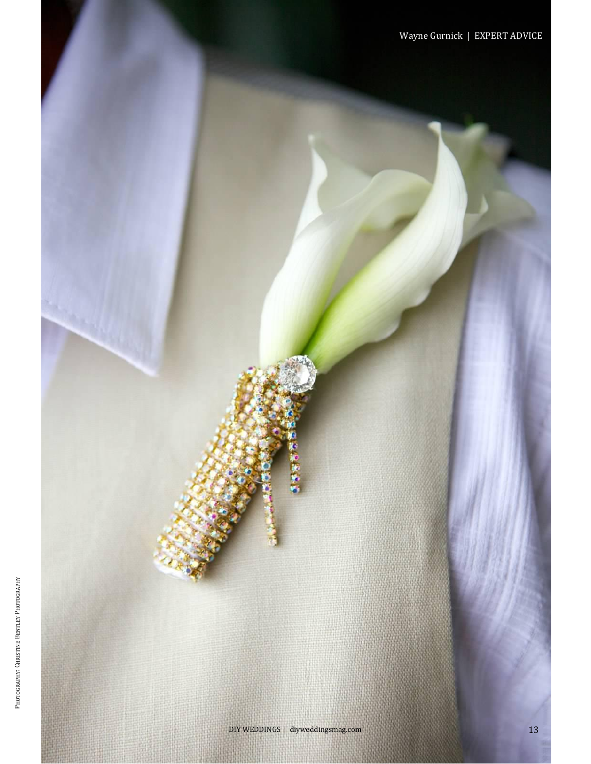Photography: Christine Bentley Photography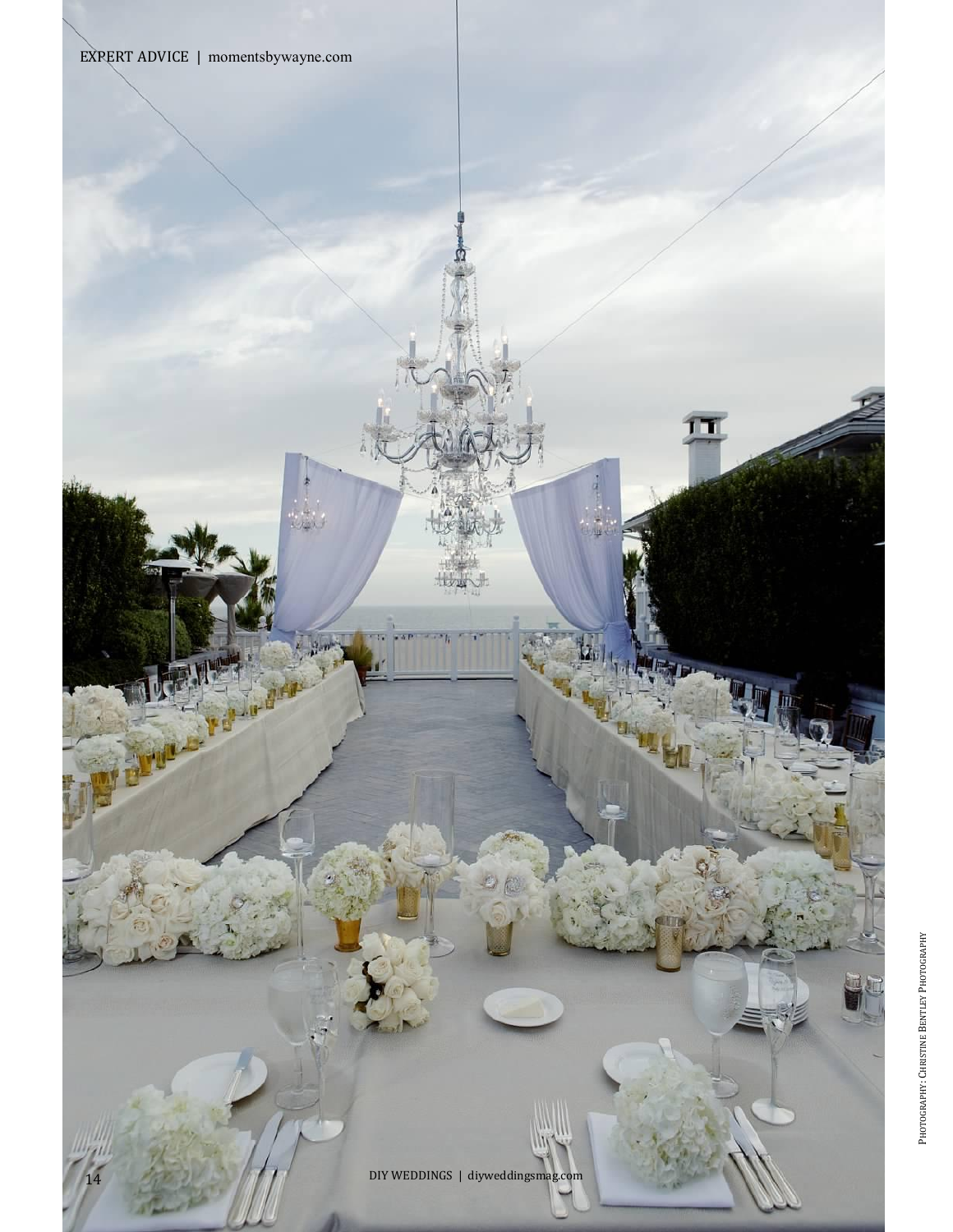Photography: Christine Bentley Photography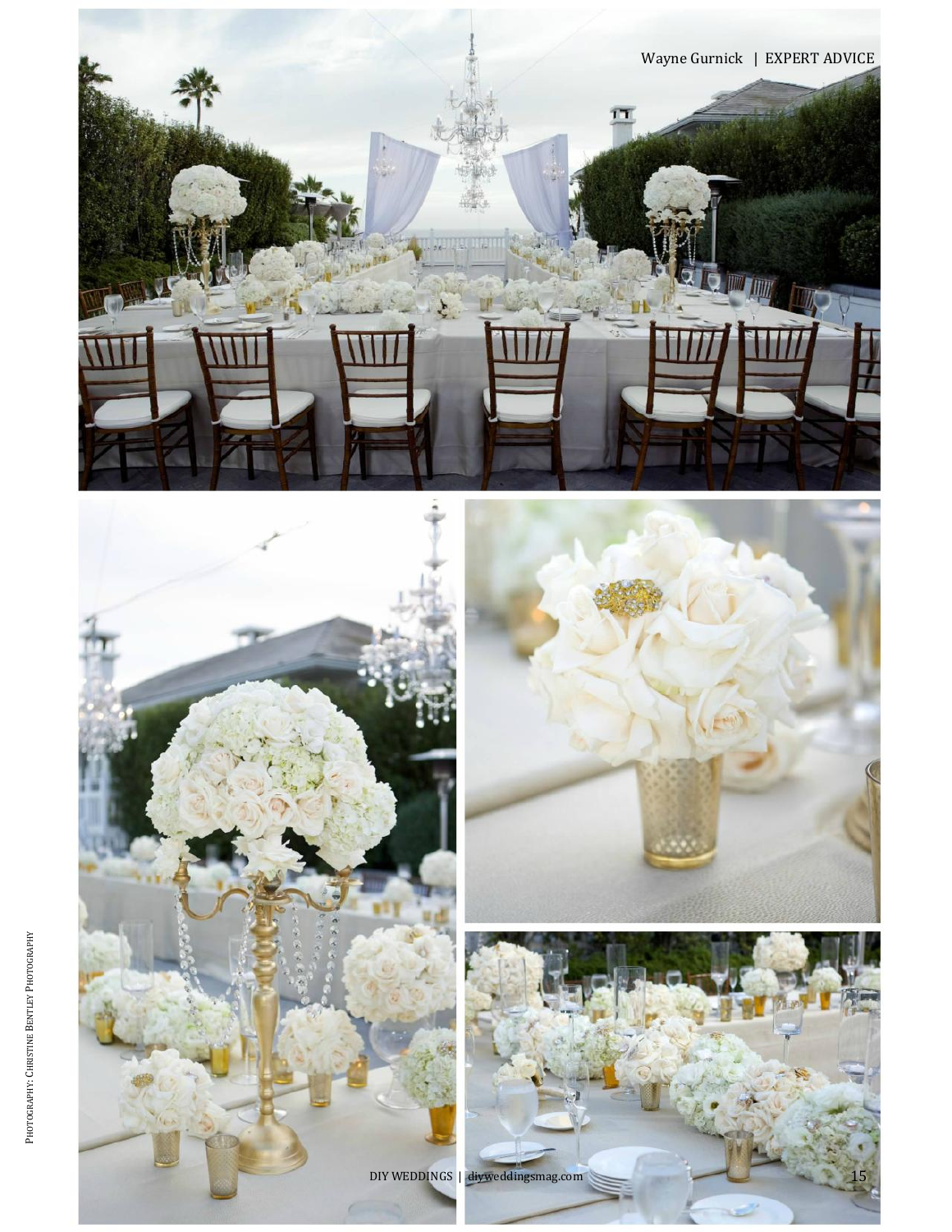Photography: Christine Bentley Photography